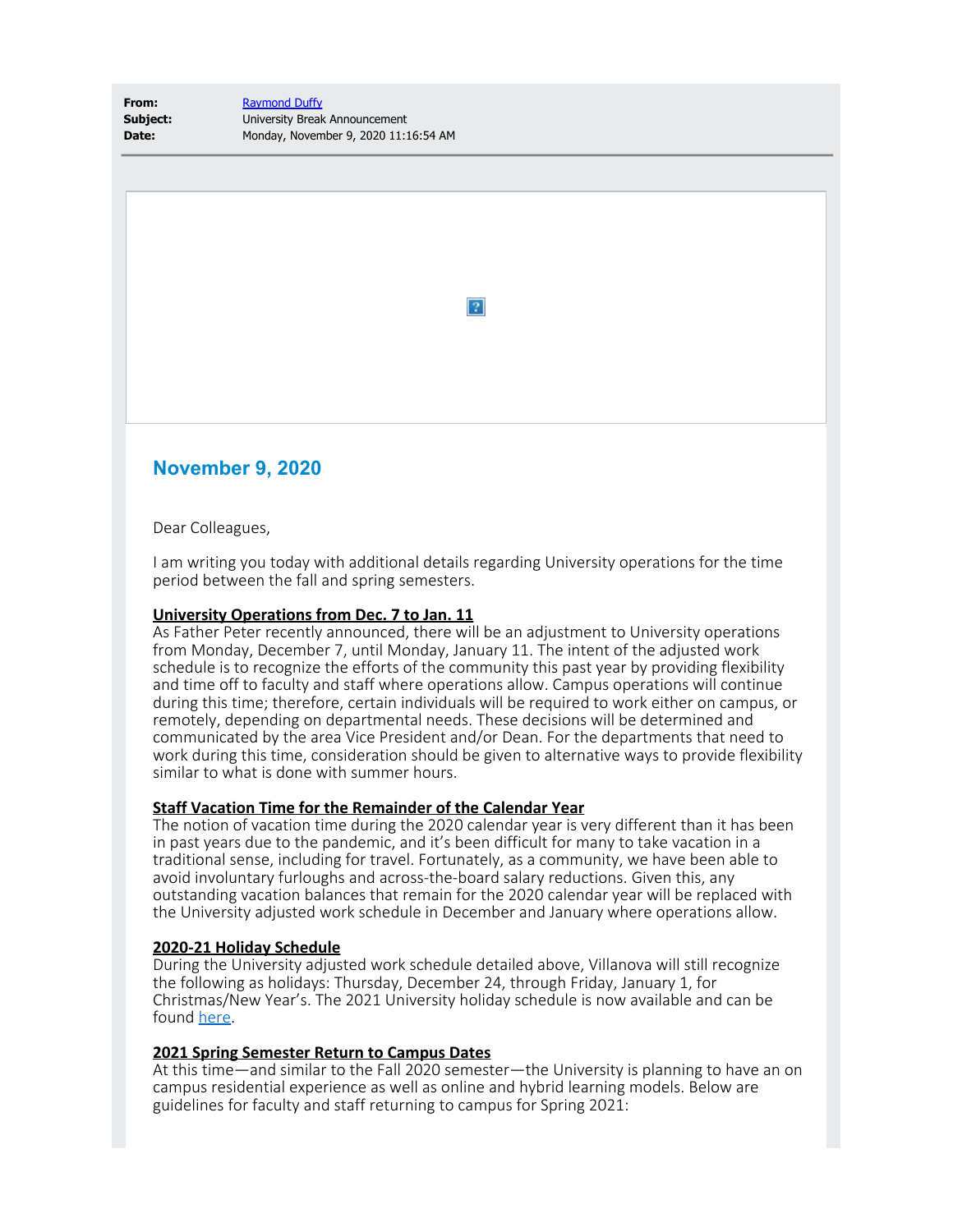**From:** Raymond Duffy
**Subject:** University Break Announcement
**Date:** Monday, November 9, 2020 11:16:54 AM

## November 9, 2020

Dear Colleagues,

I am writing you today with additional details regarding University operations for the time period between the fall and spring semesters.

**University Operations from Dec. 7 to Jan. 11**
As Father Peter recently announced, there will be an adjustment to University operations from Monday, December 7, until Monday, January 11. The intent of the adjusted work schedule is to recognize the efforts of the community this past year by providing flexibility and time off to faculty and staff where operations allow. Campus operations will continue during this time; therefore, certain individuals will be required to work either on campus, or remotely, depending on departmental needs. These decisions will be determined and communicated by the area Vice President and/or Dean. For the departments that need to work during this time, consideration should be given to alternative ways to provide flexibility similar to what is done with summer hours.

**Staff Vacation Time for the Remainder of the Calendar Year**
The notion of vacation time during the 2020 calendar year is very different than it has been in past years due to the pandemic, and it's been difficult for many to take vacation in a traditional sense, including for travel. Fortunately, as a community, we have been able to avoid involuntary furloughs and across-the-board salary reductions. Given this, any outstanding vacation balances that remain for the 2020 calendar year will be replaced with the University adjusted work schedule in December and January where operations allow.

**2020-21 Holiday Schedule**
During the University adjusted work schedule detailed above, Villanova will still recognize the following as holidays: Thursday, December 24, through Friday, January 1, for Christmas/New Year's. The 2021 University holiday schedule is now available and can be found here.

**2021 Spring Semester Return to Campus Dates**
At this time—and similar to the Fall 2020 semester—the University is planning to have an on campus residential experience as well as online and hybrid learning models. Below are guidelines for faculty and staff returning to campus for Spring 2021: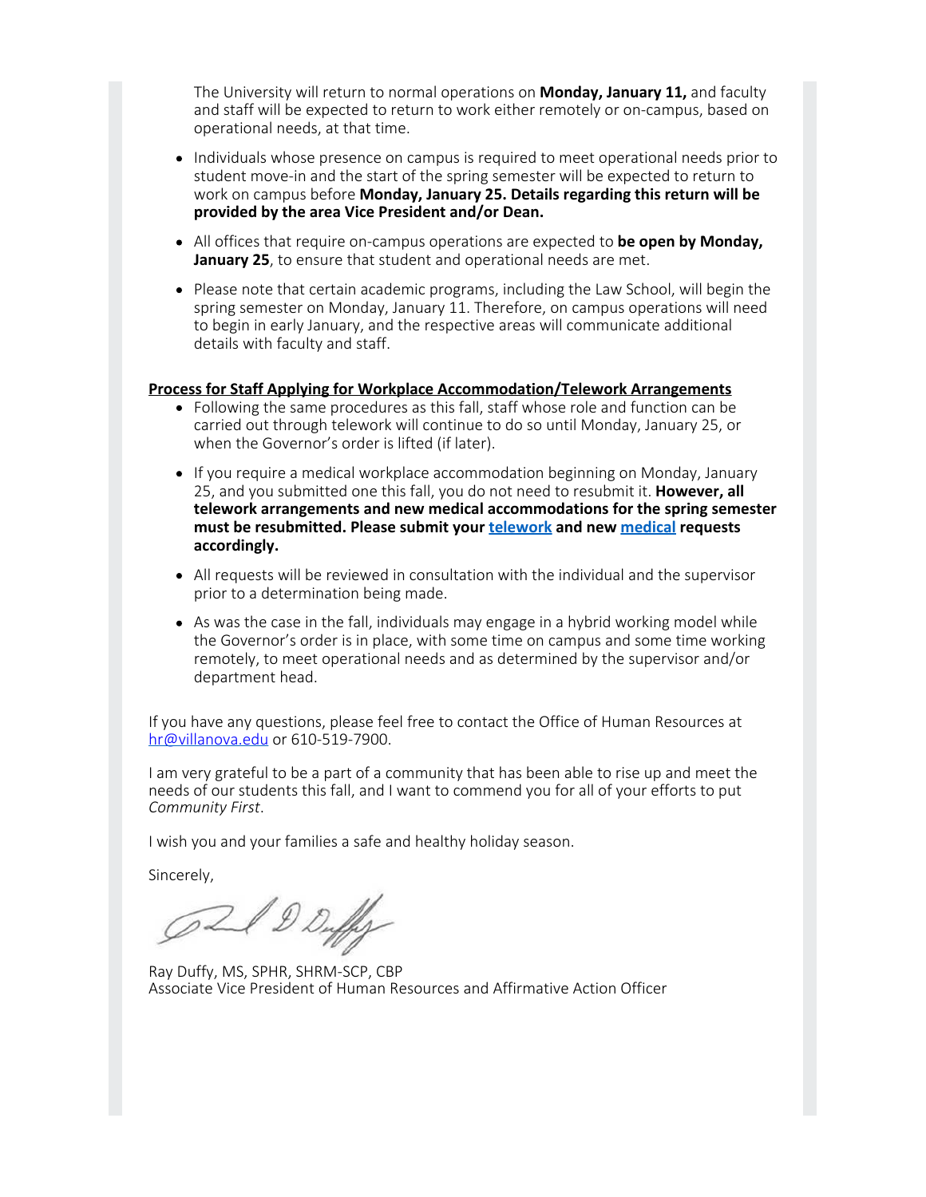The University will return to normal operations on **Monday, January 11,** and faculty and staff will be expected to return to work either remotely or on-campus, based on operational needs, at that time.

- Individuals whose presence on campus is required to meet operational needs prior to student move-in and the start of the spring semester will be expected to return to work on campus before **Monday, January 25. Details regarding this return will be provided by the area Vice President and/or Dean.**
- All offices that require on-campus operations are expected to **be open by Monday, January 25**, to ensure that student and operational needs are met.
- Please note that certain academic programs, including the Law School, will begin the spring semester on Monday, January 11. Therefore, on campus operations will need to begin in early January, and the respective areas will communicate additional details with faculty and staff.

**Process for Staff Applying for Workplace Accommodation/Telework Arrangements**

- Following the same procedures as this fall, staff whose role and function can be carried out through telework will continue to do so until Monday, January 25, or when the Governor's order is lifted (if later).
- If you require a medical workplace accommodation beginning on Monday, January 25, and you submitted one this fall, you do not need to resubmit it. **However, all telework arrangements and new medical accommodations for the spring semester must be resubmitted. Please submit your telework and new medical requests accordingly.**
- All requests will be reviewed in consultation with the individual and the supervisor prior to a determination being made.
- As was the case in the fall, individuals may engage in a hybrid working model while the Governor's order is in place, with some time on campus and some time working remotely, to meet operational needs and as determined by the supervisor and/or department head.

If you have any questions, please feel free to contact the Office of Human Resources at hr@villanova.edu or 610-519-7900.

I am very grateful to be a part of a community that has been able to rise up and meet the needs of our students this fall, and I want to commend you for all of your efforts to put *Community First*.

I wish you and your families a safe and healthy holiday season.

Sincerely,

Ray Duffy, MS, SPHR, SHRM-SCP, CBP
Associate Vice President of Human Resources and Affirmative Action Officer